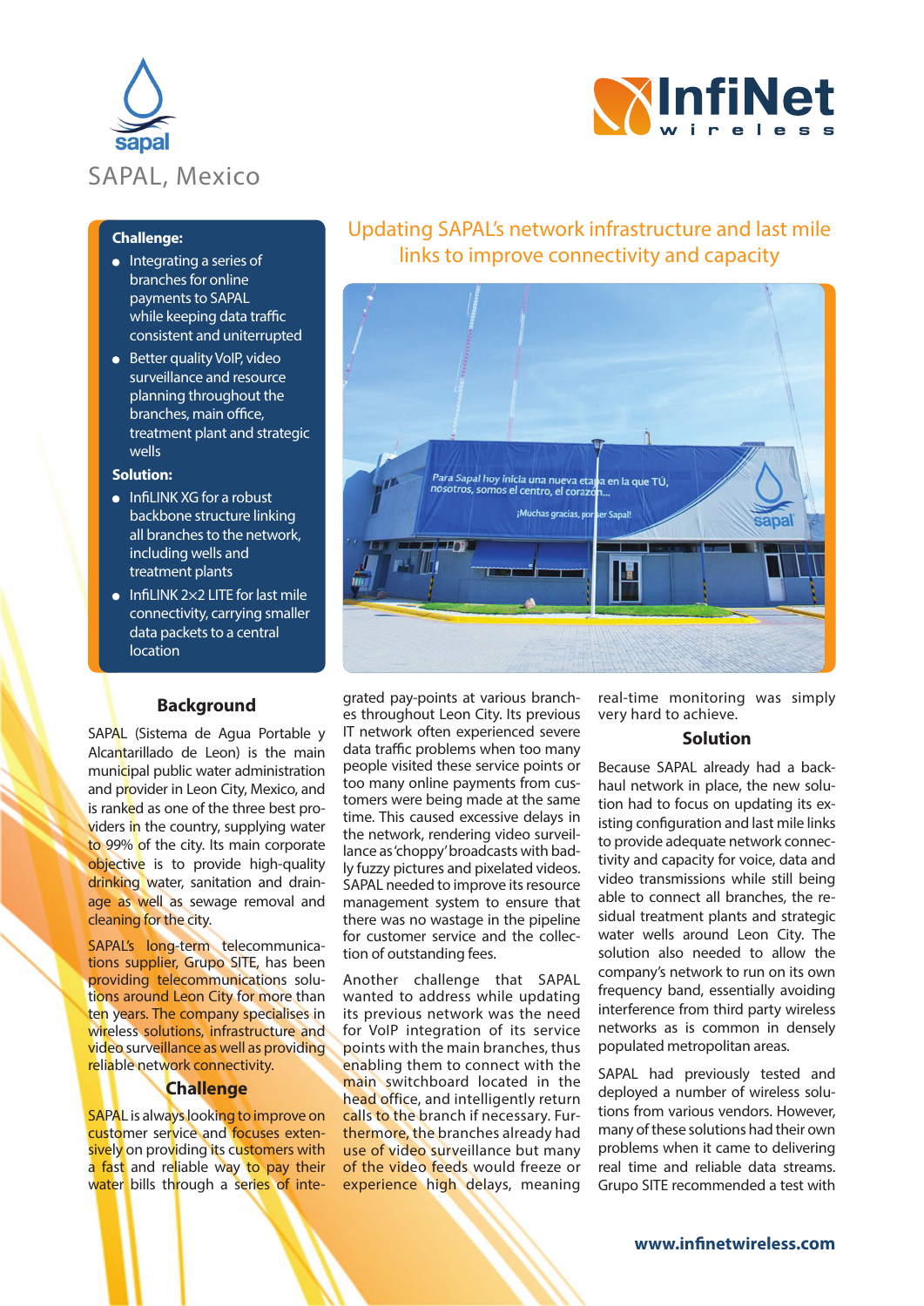SAPAL, Mexico

# Updating SAPAL's network infrastructure and last mile links to improve connectivity and capacity

**Challenge:**

- Integrating a series of branches for online payments to SAPAL while keeping data traffic consistent and uniterrupted
- Better quality VoIP, video surveillance and resource planning throughout the branches, main office, treatment plant and strategic wells

**Solution:**

- InfiLINK XG for a robust backbone structure linking all branches to the network, including wells and treatment plants
- InfiLINK 2×2 LITE for last mile connectivity, carrying smaller data packets to a central location

## Background

SAPAL (Sistema de Agua Portable y Alcantarillado de Leon) is the main municipal public water administration and provider in Leon City, Mexico, and is ranked as one of the three best providers in the country, supplying water to 99% of the city. Its main corporate objective is to provide high-quality drinking water, sanitation and drainage as well as sewage removal and cleaning for the city.

SAPAL's long-term telecommunications supplier, Grupo SITE, has been providing telecommunications solutions around Leon City for more than ten years. The company specialises in wireless solutions, infrastructure and video surveillance as well as providing reliable network connectivity.

## Challenge

SAPAL is always looking to improve on customer service and focuses extensively on providing its customers with a fast and reliable way to pay their water bills through a series of integrated pay-points at various branches throughout Leon City. Its previous IT network often experienced severe data traffic problems when too many people visited these service points or too many online payments from customers were being made at the same time. This caused excessive delays in the network, rendering video surveillance as 'choppy' broadcasts with badly fuzzy pictures and pixelated videos. SAPAL needed to improve its resource management system to ensure that there was no wastage in the pipeline for customer service and the collection of outstanding fees.

Another challenge that SAPAL wanted to address while updating its previous network was the need for VoIP integration of its service points with the main branches, thus enabling them to connect with the main switchboard located in the head office, and intelligently return calls to the branch if necessary. Furthermore, the branches already had use of video surveillance but many of the video feeds would freeze or experience high delays, meaning real-time monitoring was simply very hard to achieve.

## Solution

Because SAPAL already had a backhaul network in place, the new solution had to focus on updating its existing configuration and last mile links to provide adequate network connectivity and capacity for voice, data and video transmissions while still being able to connect all branches, the residual treatment plants and strategic water wells around Leon City. The solution also needed to allow the company's network to run on its own frequency band, essentially avoiding interference from third party wireless networks as is common in densely populated metropolitan areas.

SAPAL had previously tested and deployed a number of wireless solutions from various vendors. However, many of these solutions had their own problems when it came to delivering real time and reliable data streams. Grupo SITE recommended a test with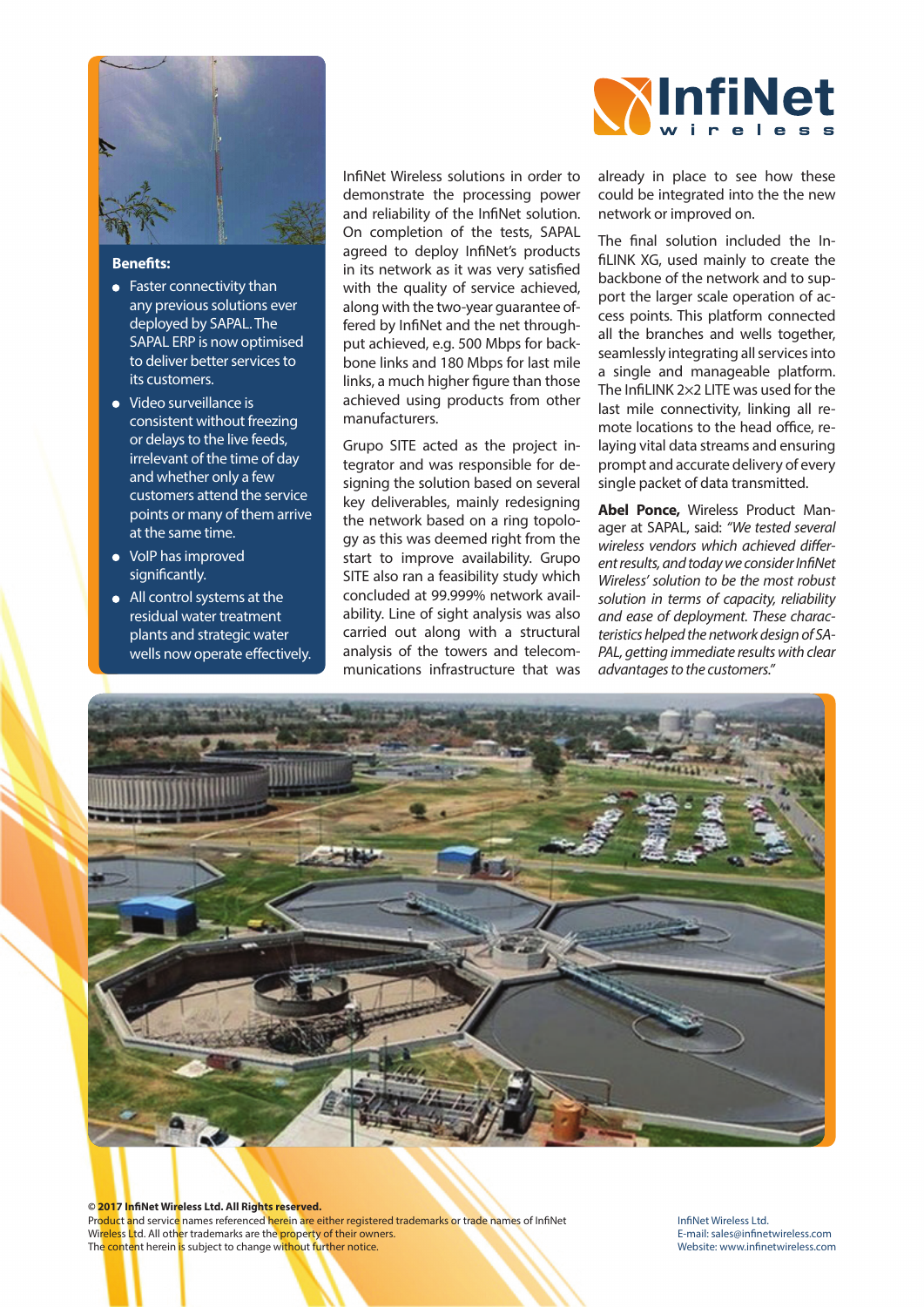**Benefits:**

- Faster connectivity than any previous solutions ever deployed by SAPAL. The SAPAL ERP is now optimised to deliver better services to its customers.
- Video surveillance is consistent without freezing or delays to the live feeds, irrelevant of the time of day and whether only a few customers attend the service points or many of them arrive at the same time.
- VoIP has improved significantly.
- All control systems at the residual water treatment plants and strategic water wells now operate effectively.

InfiNet Wireless solutions in order to demonstrate the processing power and reliability of the InfiNet solution. On completion of the tests, SAPAL agreed to deploy InfiNet's products in its network as it was very satisfied with the quality of service achieved, along with the two-year guarantee offered by InfiNet and the net throughput achieved, e.g. 500 Mbps for backbone links and 180 Mbps for last mile links, a much higher figure than those achieved using products from other manufacturers.

Grupo SITE acted as the project integrator and was responsible for designing the solution based on several key deliverables, mainly redesigning the network based on a ring topology as this was deemed right from the start to improve availability. Grupo SITE also ran a feasibility study which concluded at 99.999% network availability. Line of sight analysis was also carried out along with a structural analysis of the towers and telecommunications infrastructure that was already in place to see how these could be integrated into the the new network or improved on.

The final solution included the InfiLINK XG, used mainly to create the backbone of the network and to support the larger scale operation of access points. This platform connected all the branches and wells together, seamlessly integrating all services into a single and manageable platform. The InfiLINK 2x2 LITE was used for the last mile connectivity, linking all remote locations to the head office, relaying vital data streams and ensuring prompt and accurate delivery of every single packet of data transmitted.

**Abel Ponce,** Wireless Product Manager at SAPAL, said: *"We tested several wireless vendors which achieved different results, and today we consider InfiNet Wireless' solution to be the most robust solution in terms of capacity, reliability and ease of deployment. These characteristics helped the network design of SAPAL, getting immediate results with clear advantages to the customers."*

**© 2017 InfiNet Wireless Ltd. All Rights reserved.**
Product and service names referenced herein are either registered trademarks or trade names of InfiNet Wireless Ltd. All other trademarks are the property of their owners.
The content herein is subject to change without further notice.

InfiNet Wireless Ltd.
E-mail: sales@infinetwireless.com
Website: www.infinetwireless.com